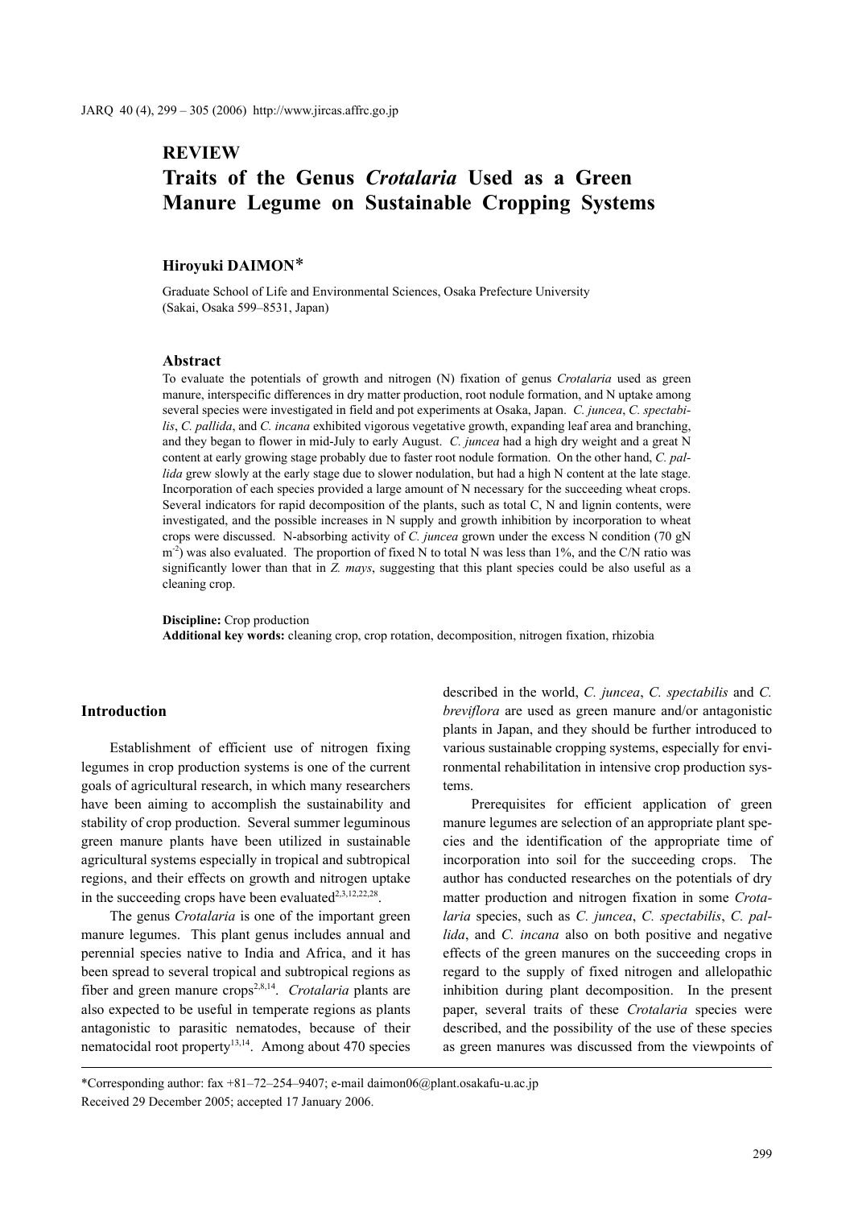## REVIEW

# Traits of the Genus *Crotalaria* Used as a Green Manure Legume on Sustainable Cropping Systems

**Hiroyuki DAIMON***

Graduate School of Life and Environmental Sciences, Osaka Prefecture University (Sakai, Osaka 599–8531, Japan)

### Abstract

To evaluate the potentials of growth and nitrogen (N) fixation of genus *Crotalaria* used as green manure, interspecific differences in dry matter production, root nodule formation, and N uptake among several species were investigated in field and pot experiments at Osaka, Japan. *C. juncea*, *C. spectabilis*, *C. pallida*, and *C. incana* exhibited vigorous vegetative growth, expanding leaf area and branching, and they began to flower in mid-July to early August. *C. juncea* had a high dry weight and a great N content at early growing stage probably due to faster root nodule formation. On the other hand, *C. pallida* grew slowly at the early stage due to slower nodulation, but had a high N content at the late stage. Incorporation of each species provided a large amount of N necessary for the succeeding wheat crops. Several indicators for rapid decomposition of the plants, such as total C, N and lignin contents, were investigated, and the possible increases in N supply and growth inhibition by incorporation to wheat crops were discussed. N-absorbing activity of *C. juncea* grown under the excess N condition (70 gN $m^{-2}$) was also evaluated. The proportion of fixed N to total N was less than 1%, and the C/N ratio was significantly lower than that in *Z. mays*, suggesting that this plant species could be also useful as a cleaning crop.

**Discipline:** Crop production
**Additional key words:** cleaning crop, crop rotation, decomposition, nitrogen fixation, rhizobia

## Introduction

Establishment of efficient use of nitrogen fixing legumes in crop production systems is one of the current goals of agricultural research, in which many researchers have been aiming to accomplish the sustainability and stability of crop production. Several summer leguminous green manure plants have been utilized in sustainable agricultural systems especially in tropical and subtropical regions, and their effects on growth and nitrogen uptake in the succeeding crops have been evaluated[2,3,12,22,28].

The genus *Crotalaria* is one of the important green manure legumes. This plant genus includes annual and perennial species native to India and Africa, and it has been spread to several tropical and subtropical regions as fiber and green manure crops[2,8,14]. *Crotalaria* plants are also expected to be useful in temperate regions as plants antagonistic to parasitic nematodes, because of their nematocidal root property[13,14]. Among about 470 species described in the world, *C. juncea*, *C. spectabilis* and *C. breviflora* are used as green manure and/or antagonistic plants in Japan, and they should be further introduced to various sustainable cropping systems, especially for environmental rehabilitation in intensive crop production systems.

Prerequisites for efficient application of green manure legumes are selection of an appropriate plant species and the identification of the appropriate time of incorporation into soil for the succeeding crops. The author has conducted researches on the potentials of dry matter production and nitrogen fixation in some *Crotalaria* species, such as *C. juncea*, *C. spectabilis*, *C. pallida*, and *C. incana* also on both positive and negative effects of the green manures on the succeeding crops in regard to the supply of fixed nitrogen and allelopathic inhibition during plant decomposition. In the present paper, several traits of these *Crotalaria* species were described, and the possibility of the use of these species as green manures was discussed from the viewpoints of

*Corresponding author: fax +81–72–254–9407; e-mail daimon06@plant.osakafu-u.ac.jp
Received 29 December 2005; accepted 17 January 2006.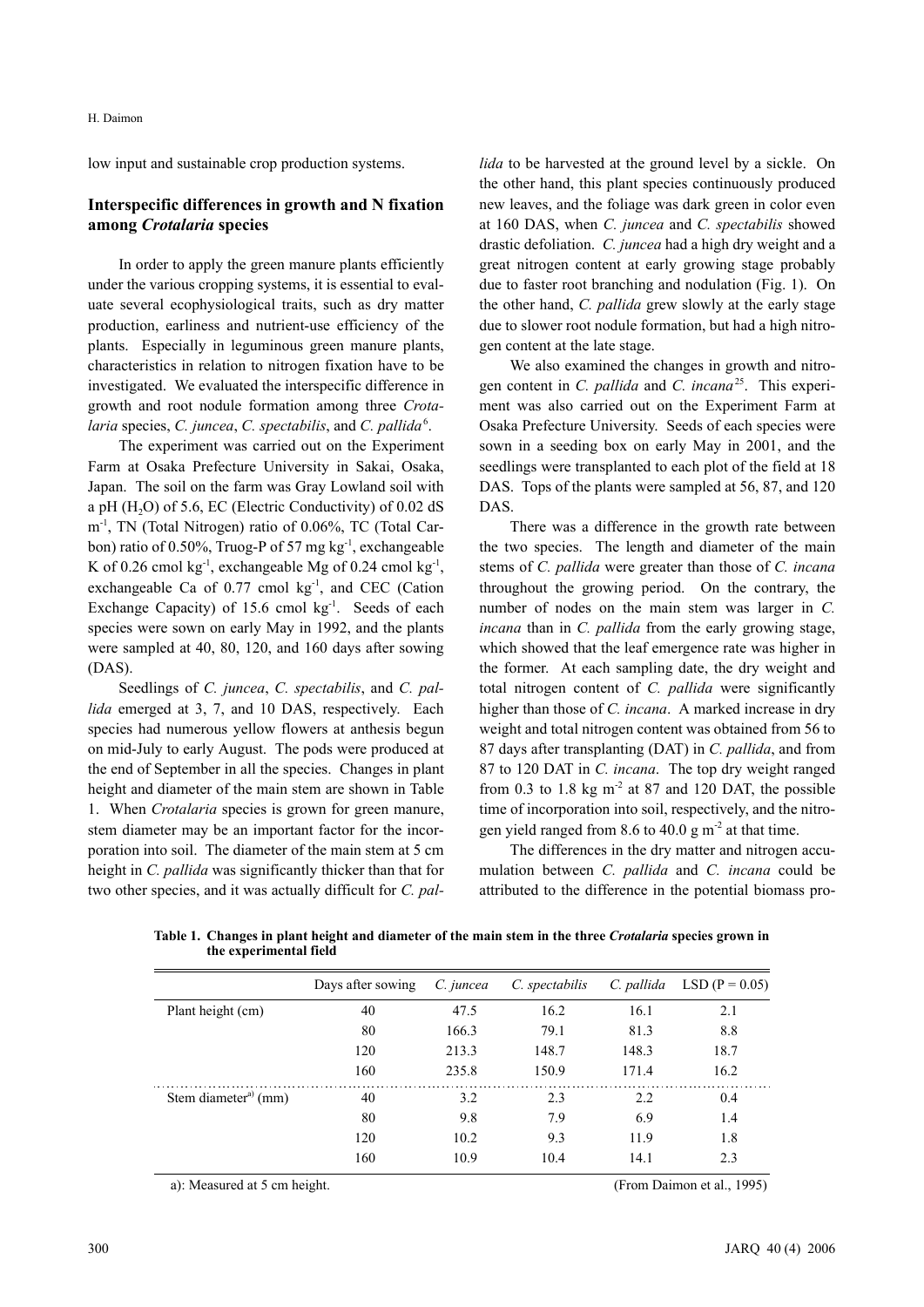low input and sustainable crop production systems.

## Interspecific differences in growth and N fixation among *Crotalaria* species

In order to apply the green manure plants efficiently under the various cropping systems, it is essential to evaluate several ecophysiological traits, such as dry matter production, earliness and nutrient-use efficiency of the plants. Especially in leguminous green manure plants, characteristics in relation to nitrogen fixation have to be investigated. We evaluated the interspecific difference in growth and root nodule formation among three *Crotalaria* species, *C. juncea*, *C. spectabilis*, and *C. pallida*[6].

The experiment was carried out on the Experiment Farm at Osaka Prefecture University in Sakai, Osaka, Japan. The soil on the farm was Gray Lowland soil with a pH ($H_2O$) of 5.6, EC (Electric Conductivity) of 0.02 dS $m^{-1}$, TN (Total Nitrogen) ratio of 0.06%, TC (Total Carbon) ratio of 0.50%, Truog-P of 57 mg $kg^{-1}$, exchangeable K of 0.26 cmol $kg^{-1}$, exchangeable Mg of 0.24 cmol $kg^{-1}$, exchangeable Ca of 0.77 cmol $kg^{-1}$, and CEC (Cation Exchange Capacity) of 15.6 cmol $kg^{-1}$. Seeds of each species were sown on early May in 1992, and the plants were sampled at 40, 80, 120, and 160 days after sowing (DAS).

Seedlings of *C. juncea*, *C. spectabilis*, and *C. pallida* emerged at 3, 7, and 10 DAS, respectively. Each species had numerous yellow flowers at anthesis begun on mid-July to early August. The pods were produced at the end of September in all the species. Changes in plant height and diameter of the main stem are shown in Table 1. When *Crotalaria* species is grown for green manure, stem diameter may be an important factor for the incorporation into soil. The diameter of the main stem at 5 cm height in *C. pallida* was significantly thicker than that for two other species, and it was actually difficult for *C. pallida* to be harvested at the ground level by a sickle. On the other hand, this plant species continuously produced new leaves, and the foliage was dark green in color even at 160 DAS, when *C. juncea* and *C. spectabilis* showed drastic defoliation. *C. juncea* had a high dry weight and a great nitrogen content at early growing stage probably due to faster root branching and nodulation (Fig. 1). On the other hand, *C. pallida* grew slowly at the early stage due to slower root nodule formation, but had a high nitrogen content at the late stage.

We also examined the changes in growth and nitrogen content in *C. pallida* and *C. incana*[25]. This experiment was also carried out on the Experiment Farm at Osaka Prefecture University. Seeds of each species were sown in a seeding box on early May in 2001, and the seedlings were transplanted to each plot of the field at 18 DAS. Tops of the plants were sampled at 56, 87, and 120 DAS.

There was a difference in the growth rate between the two species. The length and diameter of the main stems of *C. pallida* were greater than those of *C. incana* throughout the growing period. On the contrary, the number of nodes on the main stem was larger in *C. incana* than in *C. pallida* from the early growing stage, which showed that the leaf emergence rate was higher in the former. At each sampling date, the dry weight and total nitrogen content of *C. pallida* were significantly higher than those of *C. incana*. A marked increase in dry weight and total nitrogen content was obtained from 56 to 87 days after transplanting (DAT) in *C. pallida*, and from 87 to 120 DAT in *C. incana*. The top dry weight ranged from 0.3 to 1.8 kg $m^{-2}$ at 87 and 120 DAT, the possible time of incorporation into soil, respectively, and the nitrogen yield ranged from 8.6 to 40.0 g $m^{-2}$ at that time.

The differences in the dry matter and nitrogen accumulation between *C. pallida* and *C. incana* could be attributed to the difference in the potential biomass pro-

**Table 1. Changes in plant height and diameter of the main stem in the three *Crotalaria* species grown in the experimental field**

| | Days after sowing | *C. juncea* | *C. spectabilis* | *C. pallida* | LSD (P = 0.05) |
|---|---|---|---|---|---|
| Plant height (cm) | 40 | 47.5 | 16.2 | 16.1 | 2.1 |
| | 80 | 166.3 | 79.1 | 81.3 | 8.8 |
| | 120 | 213.3 | 148.7 | 148.3 | 18.7 |
| | 160 | 235.8 | 150.9 | 171.4 | 16.2 |
| Stem diameter[a)] (mm) | 40 | 3.2 | 2.3 | 2.2 | 0.4 |
| | 80 | 9.8 | 7.9 | 6.9 | 1.4 |
| | 120 | 10.2 | 9.3 | 11.9 | 1.8 |
| | 160 | 10.9 | 10.4 | 14.1 | 2.3 |

a): Measured at 5 cm height. (From Daimon et al., 1995)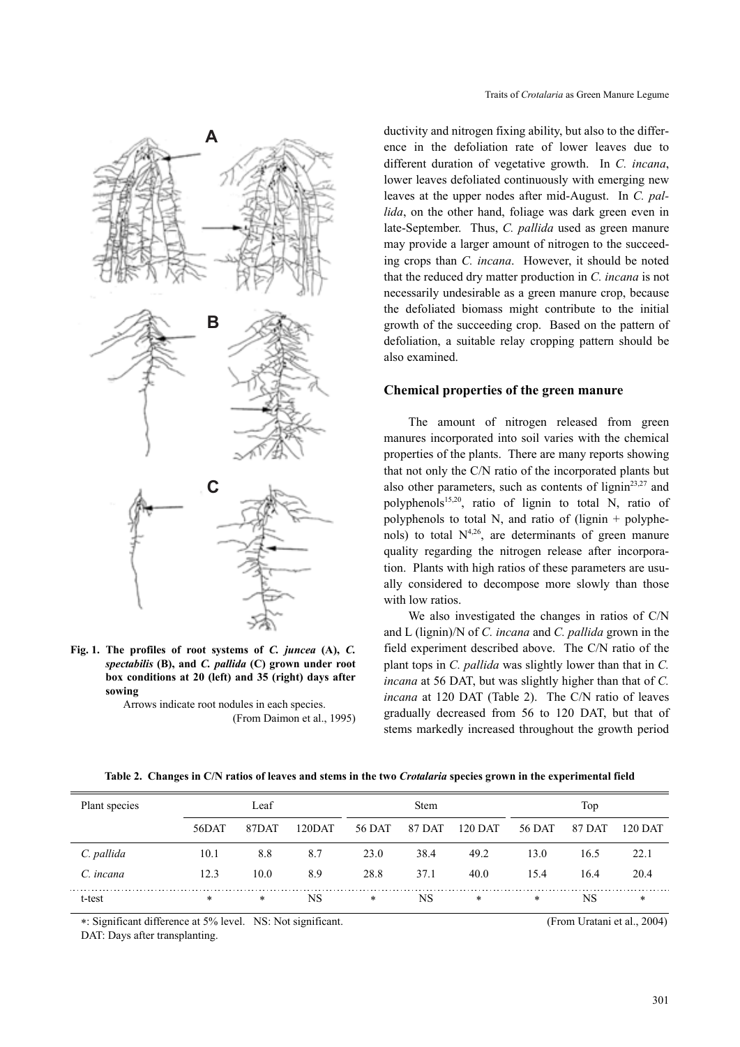Fig. 1. The profiles of root systems of *C. juncea* (A), *C. spectabilis* (B), and *C. pallida* (C) grown under root box conditions at 20 (left) and 35 (right) days after sowing

Arrows indicate root nodules in each species.

(From Daimon et al., 1995)

ductivity and nitrogen fixing ability, but also to the difference in the defoliation rate of lower leaves due to different duration of vegetative growth. In *C. incana*, lower leaves defoliated continuously with emerging new leaves at the upper nodes after mid-August. In *C. pallida*, on the other hand, foliage was dark green even in late-September. Thus, *C. pallida* used as green manure may provide a larger amount of nitrogen to the succeeding crops than *C. incana*. However, it should be noted that the reduced dry matter production in *C. incana* is not necessarily undesirable as a green manure crop, because the defoliated biomass might contribute to the initial growth of the succeeding crop. Based on the pattern of defoliation, a suitable relay cropping pattern should be also examined.

### Chemical properties of the green manure

The amount of nitrogen released from green manures incorporated into soil varies with the chemical properties of the plants. There are many reports showing that not only the C/N ratio of the incorporated plants but also other parameters, such as contents of lignin[23,27] and polyphenols[15,20], ratio of lignin to total N, ratio of polyphenols to total N, and ratio of (lignin + polyphenols) to total N[4,26], are determinants of green manure quality regarding the nitrogen release after incorporation. Plants with high ratios of these parameters are usually considered to decompose more slowly than those with low ratios.

We also investigated the changes in ratios of C/N and L (lignin)/N of *C. incana* and *C. pallida* grown in the field experiment described above. The C/N ratio of the plant tops in *C. pallida* was slightly lower than that in *C. incana* at 56 DAT, but was slightly higher than that of *C. incana* at 120 DAT (Table 2). The C/N ratio of leaves gradually decreased from 56 to 120 DAT, but that of stems markedly increased throughout the growth period

**Table 2. Changes in C/N ratios of leaves and stems in the two *Crotalaria* species grown in the experimental field**

| Plant species | Leaf | | | Stem | | | Top | | |
|---|---|---|---|---|---|---|---|---|---|
| | 56DAT | 87DAT | 120DAT | 56 DAT | 87 DAT | 120 DAT | 56 DAT | 87 DAT | 120 DAT |
| *C. pallida* | 10.1 | 8.8 | 8.7 | 23.0 | 38.4 | 49.2 | 13.0 | 16.5 | 22.1 |
| *C. incana* | 12.3 | 10.0 | 8.9 | 28.8 | 37.1 | 40.0 | 15.4 | 16.4 | 20.4 |
| t-test | * | * | NS | * | NS | * | * | NS | * |

*: Significant difference at 5% level. NS: Not significant. (From Uratani et al., 2004)

DAT: Days after transplanting.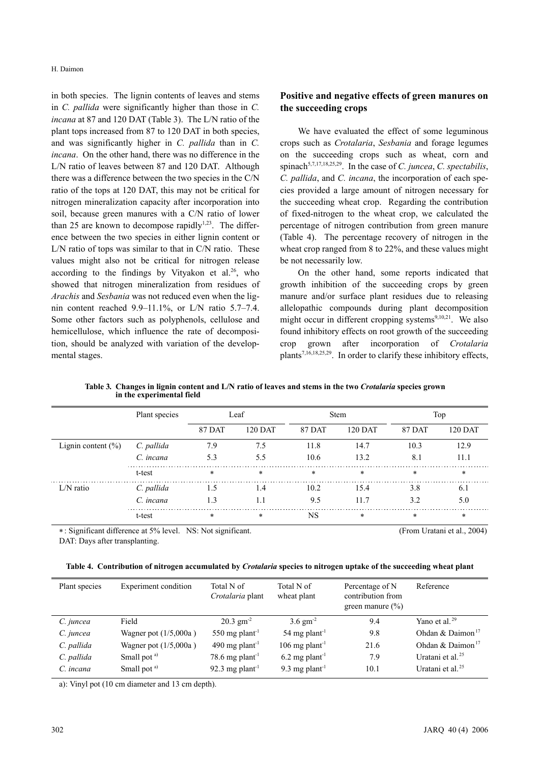in both species. The lignin contents of leaves and stems in *C. pallida* were significantly higher than those in *C. incana* at 87 and 120 DAT (Table 3). The L/N ratio of the plant tops increased from 87 to 120 DAT in both species, and was significantly higher in *C. pallida* than in *C. incana*. On the other hand, there was no difference in the L/N ratio of leaves between 87 and 120 DAT. Although there was a difference between the two species in the C/N ratio of the tops at 120 DAT, this may not be critical for nitrogen mineralization capacity after incorporation into soil, because green manures with a C/N ratio of lower than 25 are known to decompose rapidly[1,23]. The difference between the two species in either lignin content or L/N ratio of tops was similar to that in C/N ratio. These values might also not be critical for nitrogen release according to the findings by Vityakon et al.[26], who showed that nitrogen mineralization from residues of *Arachis* and *Sesbania* was not reduced even when the lignin content reached 9.9–11.1%, or L/N ratio 5.7–7.4. Some other factors such as polyphenols, cellulose and hemicellulose, which influence the rate of decomposition, should be analyzed with variation of the developmental stages.

## Positive and negative effects of green manures on the succeeding crops

We have evaluated the effect of some leguminous crops such as *Crotalaria*, *Sesbania* and forage legumes on the succeeding crops such as wheat, corn and spinach[5,7,17,18,25,29]. In the case of *C. juncea*, *C. spectabilis*, *C. pallida*, and *C. incana*, the incorporation of each species provided a large amount of nitrogen necessary for the succeeding wheat crop. Regarding the contribution of fixed-nitrogen to the wheat crop, we calculated the percentage of nitrogen contribution from green manure (Table 4). The percentage recovery of nitrogen in the wheat crop ranged from 8 to 22%, and these values might be not necessarily low.

On the other hand, some reports indicated that growth inhibition of the succeeding crops by green manure and/or surface plant residues due to releasing allelopathic compounds during plant decomposition might occur in different cropping systems[9,10,21]. We also found inhibitory effects on root growth of the succeeding crop grown after incorporation of *Crotalaria* plants[7,16,18,25,29]. In order to clarify these inhibitory effects,

**Table 3. Changes in lignin content and L/N ratio of leaves and stems in the two *Crotalaria* species grown in the experimental field**

| | Plant species | Leaf | | Stem | | Top | |
|---|---|---|---|---|---|---|---|
| | | 87 DAT | 120 DAT | 87 DAT | 120 DAT | 87 DAT | 120 DAT |
| Lignin content (%) | *C. pallida* | 7.9 | 7.5 | 11.8 | 14.7 | 10.3 | 12.9 |
| | *C. incana* | 5.3 | 5.5 | 10.6 | 13.2 | 8.1 | 11.1 |
| | t-test | * | * | * | * | * | * |
| L/N ratio | *C. pallida* | 1.5 | 1.4 | 10.2 | 15.4 | 3.8 | 6.1 |
| | *C. incana* | 1.3 | 1.1 | 9.5 | 11.7 | 3.2 | 5.0 |
| | t-test | * | * | NS | * | * | * |

*: Significant difference at 5% level. NS: Not significant. (From Uratani et al., 2004)
DAT: Days after transplanting.

**Table 4. Contribution of nitrogen accumulated by *Crotalaria* species to nitrogen uptake of the succeeding wheat plant**

| Plant species | Experiment condition | Total N of *Crotalaria* plant | Total N of wheat plant | Percentage of N contribution from green manure (%) | Reference |
|---|---|---|---|---|---|
| *C. juncea* | Field | 20.3 $gm^{-2}$ | 3.6 $gm^{-2}$ | 9.4 | Yano et al.[29] |
| *C. juncea* | Wagner pot (1/5,000a ) | 550 mg $plant^{-1}$ | 54 mg $plant^{-1}$ | 9.8 | Ohdan & Daimon[17] |
| *C. pallida* | Wagner pot (1/5,000a ) | 490 mg $plant^{-1}$ | 106 mg $plant^{-1}$ | 21.6 | Ohdan & Daimon[17] |
| *C. pallida* | Small pot [a)] | 78.6 mg $plant^{-1}$ | 6.2 mg $plant^{-1}$ | 7.9 | Uratani et al.[25] |
| *C. incana* | Small pot [a)] | 92.3 mg $plant^{-1}$ | 9.3 mg $plant^{-1}$ | 10.1 | Uratani et al.[25] |

a): Vinyl pot (10 cm diameter and 13 cm depth).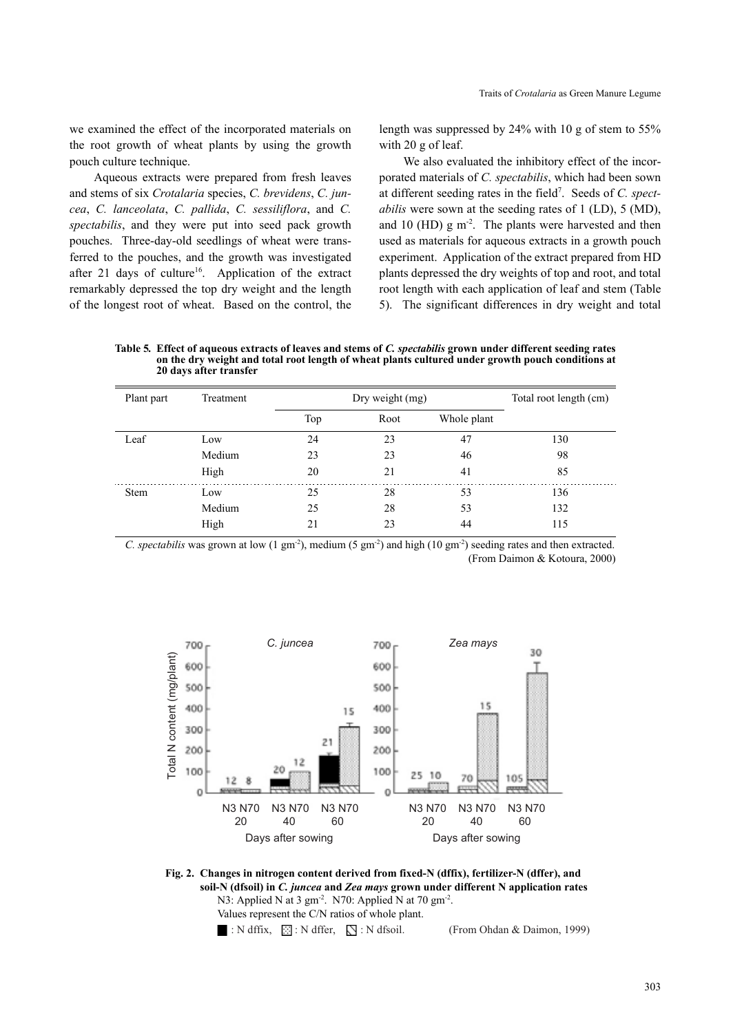we examined the effect of the incorporated materials on the root growth of wheat plants by using the growth pouch culture technique.

Aqueous extracts were prepared from fresh leaves and stems of six *Crotalaria* species, *C. brevidens*, *C. juncea*, *C. lanceolata*, *C. pallida*, *C. sessiliflora*, and *C. spectabilis*, and they were put into seed pack growth pouches. Three-day-old seedlings of wheat were transferred to the pouches, and the growth was investigated after 21 days of culture[16]. Application of the extract remarkably depressed the top dry weight and the length of the longest root of wheat. Based on the control, the length was suppressed by 24% with 10 g of stem to 55% with 20 g of leaf.

We also evaluated the inhibitory effect of the incorporated materials of *C. spectabilis*, which had been sown at different seeding rates in the field[7]. Seeds of *C. spectabilis* were sown at the seeding rates of 1 (LD), 5 (MD), and 10 (HD) g m$^{-2}$. The plants were harvested and then used as materials for aqueous extracts in a growth pouch experiment. Application of the extract prepared from HD plants depressed the dry weights of top and root, and total root length with each application of leaf and stem (Table 5). The significant differences in dry weight and total

**Table 5. Effect of aqueous extracts of leaves and stems of *C. spectabilis* grown under different seeding rates on the dry weight and total root length of wheat plants cultured under growth pouch conditions at 20 days after transfer**

| Plant part | Treatment | Dry weight (mg) | | | Total root length (cm) |
|---|---|---|---|---|---|
| | | Top | Root | Whole plant | |
| Leaf | Low | 24 | 23 | 47 | 130 |
| | Medium | 23 | 23 | 46 | 98 |
| | High | 20 | 21 | 41 | 85 |
| Stem | Low | 25 | 28 | 53 | 136 |
| | Medium | 25 | 28 | 53 | 132 |
| | High | 21 | 23 | 44 | 115 |

*C. spectabilis* was grown at low (1 gm$^{-2}$), medium (5 gm$^{-2}$) and high (10 gm$^{-2}$) seeding rates and then extracted.
(From Daimon & Kotoura, 2000)

**Fig. 2. Changes in nitrogen content derived from fixed-N (dffix), fertilizer-N (dffer), and soil-N (dfsoil) in *C. juncea* and *Zea mays* grown under different N application rates**

N3: Applied N at 3 gm$^{-2}$. N70: Applied N at 70 gm$^{-2}$.
Values represent the C/N ratios of whole plant.
■ : N dffix, ▨ : N dffer, ▧ : N dfsoil. (From Ohdan & Daimon, 1999)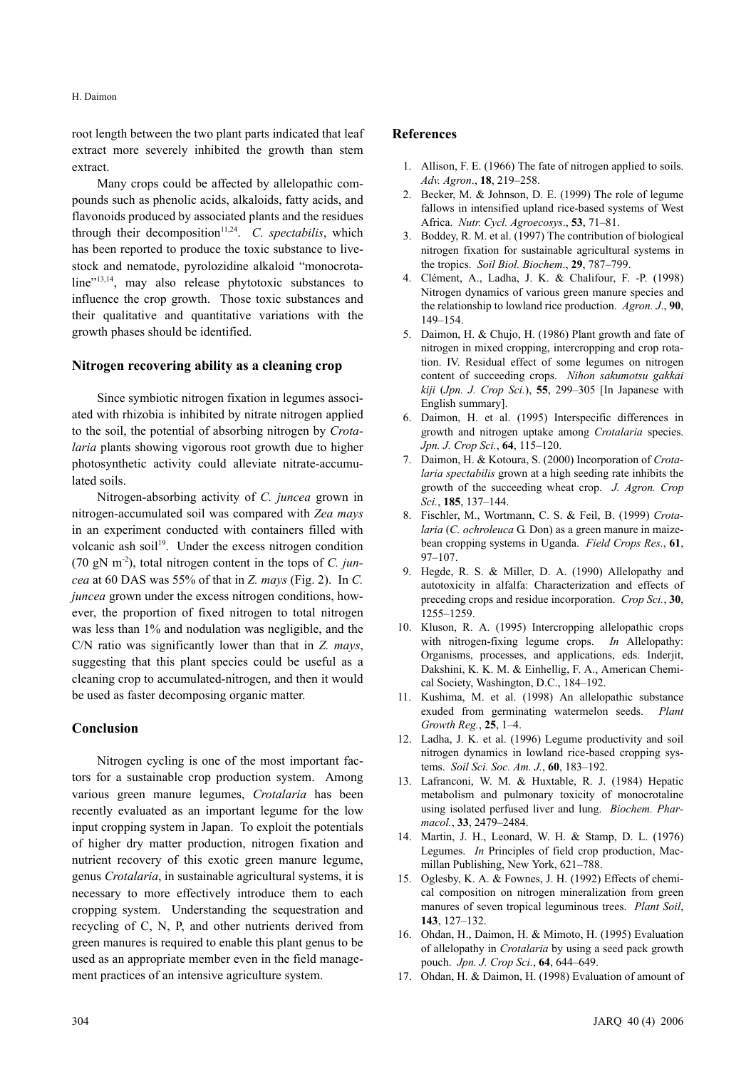root length between the two plant parts indicated that leaf extract more severely inhibited the growth than stem extract.

Many crops could be affected by allelopathic compounds such as phenolic acids, alkaloids, fatty acids, and flavonoids produced by associated plants and the residues through their decomposition[11,24]. *C. spectabilis*, which has been reported to produce the toxic substance to livestock and nematode, pyrolozidine alkaloid "monocrotaline"[13,14], may also release phytotoxic substances to influence the crop growth. Those toxic substances and their qualitative and quantitative variations with the growth phases should be identified.

## Nitrogen recovering ability as a cleaning crop

Since symbiotic nitrogen fixation in legumes associated with rhizobia is inhibited by nitrate nitrogen applied to the soil, the potential of absorbing nitrogen by *Crotalaria* plants showing vigorous root growth due to higher photosynthetic activity could alleviate nitrate-accumulated soils.

Nitrogen-absorbing activity of *C. juncea* grown in nitrogen-accumulated soil was compared with *Zea mays* in an experiment conducted with containers filled with volcanic ash soil[19]. Under the excess nitrogen condition (70 gN $m^{-2}$), total nitrogen content in the tops of *C. juncea* at 60 DAS was 55% of that in *Z. mays* (Fig. 2). In *C. juncea* grown under the excess nitrogen conditions, however, the proportion of fixed nitrogen to total nitrogen was less than 1% and nodulation was negligible, and the C/N ratio was significantly lower than that in *Z. mays*, suggesting that this plant species could be useful as a cleaning crop to accumulated-nitrogen, and then it would be used as faster decomposing organic matter.

## Conclusion

Nitrogen cycling is one of the most important factors for a sustainable crop production system. Among various green manure legumes, *Crotalaria* has been recently evaluated as an important legume for the low input cropping system in Japan. To exploit the potentials of higher dry matter production, nitrogen fixation and nutrient recovery of this exotic green manure legume, genus *Crotalaria*, in sustainable agricultural systems, it is necessary to more effectively introduce them to each cropping system. Understanding the sequestration and recycling of C, N, P, and other nutrients derived from green manures is required to enable this plant genus to be used as an appropriate member even in the field management practices of an intensive agriculture system.

## References

1. Allison, F. E. (1966) The fate of nitrogen applied to soils. *Adv. Agron*., **18**, 219–258.
2. Becker, M. & Johnson, D. E. (1999) The role of legume fallows in intensified upland rice-based systems of West Africa. *Nutr. Cycl. Agroecosys*., **53**, 71–81.
3. Boddey, R. M. et al. (1997) The contribution of biological nitrogen fixation for sustainable agricultural systems in the tropics. *Soil Biol. Biochem*., **29**, 787–799.
4. Clément, A., Ladha, J. K. & Chalifour, F. -P. (1998) Nitrogen dynamics of various green manure species and the relationship to lowland rice production. *Agron. J*., **90**, 149–154.
5. Daimon, H. & Chujo, H. (1986) Plant growth and fate of nitrogen in mixed cropping, intercropping and crop rotation. IV. Residual effect of some legumes on nitrogen content of succeeding crops. *Nihon sakumotsu gakkai kiji* (*Jpn. J. Crop Sci.*), **55**, 299–305 [In Japanese with English summary].
6. Daimon, H. et al. (1995) Interspecific differences in growth and nitrogen uptake among *Crotalaria* species. *Jpn. J. Crop Sci.*, **64**, 115–120.
7. Daimon, H. & Kotoura, S. (2000) Incorporation of *Crotalaria spectabilis* grown at a high seeding rate inhibits the growth of the succeeding wheat crop. *J. Agron. Crop Sci.*, **185**, 137–144.
8. Fischler, M., Wortmann, C. S. & Feil, B. (1999) *Crotalaria* (*C. ochroleuca* G. Don) as a green manure in maize-bean cropping systems in Uganda. *Field Crops Res.*, **61**, 97–107.
9. Hegde, R. S. & Miller, D. A. (1990) Allelopathy and autotoxicity in alfalfa: Characterization and effects of preceding crops and residue incorporation. *Crop Sci.*, **30**, 1255–1259.
10. Kluson, R. A. (1995) Intercropping allelopathic crops with nitrogen-fixing legume crops. *In* Allelopathy: Organisms, processes, and applications, eds. Inderjit, Dakshini, K. K. M. & Einhellig, F. A., American Chemical Society, Washington, D.C., 184–192.
11. Kushima, M. et al. (1998) An allelopathic substance exuded from germinating watermelon seeds. *Plant Growth Reg.*, **25**, 1–4.
12. Ladha, J. K. et al. (1996) Legume productivity and soil nitrogen dynamics in lowland rice-based cropping systems. *Soil Sci. Soc. Am. J.*, **60**, 183–192.
13. Lafranconi, W. M. & Huxtable, R. J. (1984) Hepatic metabolism and pulmonary toxicity of monocrotaline using isolated perfused liver and lung. *Biochem. Pharmacol.*, **33**, 2479–2484.
14. Martin, J. H., Leonard, W. H. & Stamp, D. L. (1976) Legumes. *In* Principles of field crop production, Macmillan Publishing, New York, 621–788.
15. Oglesby, K. A. & Fownes, J. H. (1992) Effects of chemical composition on nitrogen mineralization from green manures of seven tropical leguminous trees. *Plant Soil*, **143**, 127–132.
16. Ohdan, H., Daimon, H. & Mimoto, H. (1995) Evaluation of allelopathy in *Crotalaria* by using a seed pack growth pouch. *Jpn. J. Crop Sci.*, **64**, 644–649.
17. Ohdan, H. & Daimon, H. (1998) Evaluation of amount of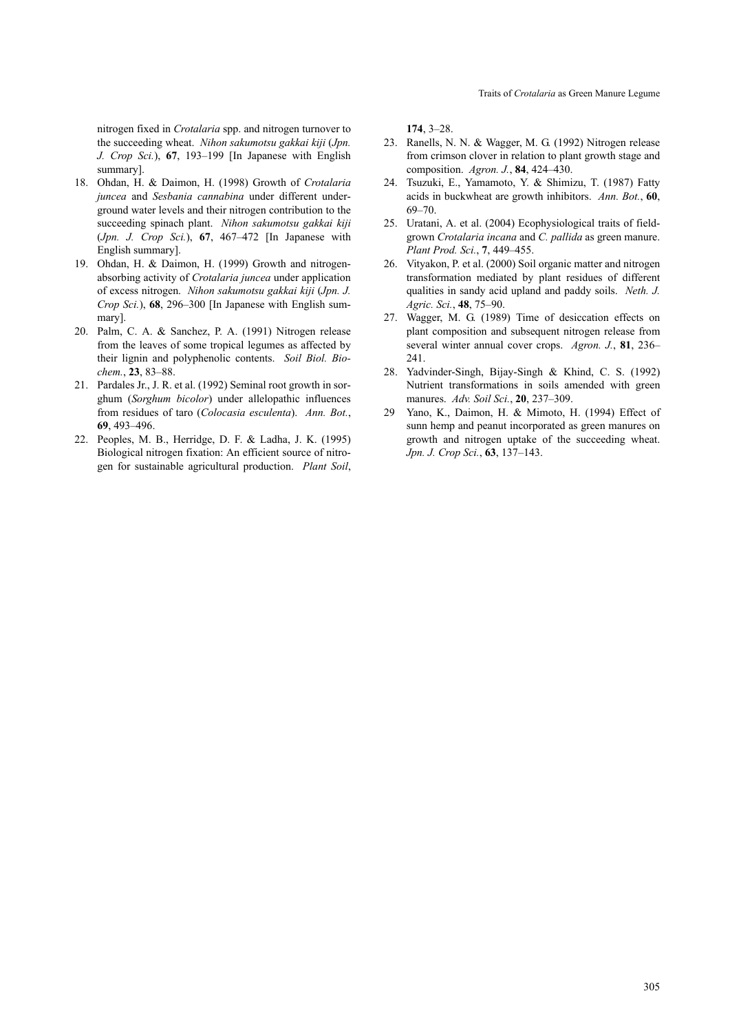nitrogen fixed in *Crotalaria* spp. and nitrogen turnover to the succeeding wheat. *Nihon sakumotsu gakkai kiji* (*Jpn. J. Crop Sci.*), **67**, 193–199 [In Japanese with English summary].

18. Ohdan, H. & Daimon, H. (1998) Growth of *Crotalaria juncea* and *Sesbania cannabina* under different underground water levels and their nitrogen contribution to the succeeding spinach plant. *Nihon sakumotsu gakkai kiji* (*Jpn. J. Crop Sci.*), **67**, 467–472 [In Japanese with English summary].
19. Ohdan, H. & Daimon, H. (1999) Growth and nitrogen-absorbing activity of *Crotalaria juncea* under application of excess nitrogen. *Nihon sakumotsu gakkai kiji* (*Jpn. J. Crop Sci.*), **68**, 296–300 [In Japanese with English summary].
20. Palm, C. A. & Sanchez, P. A. (1991) Nitrogen release from the leaves of some tropical legumes as affected by their lignin and polyphenolic contents. *Soil Biol. Biochem.*, **23**, 83–88.
21. Pardales Jr., J. R. et al. (1992) Seminal root growth in sorghum (*Sorghum bicolor*) under allelopathic influences from residues of taro (*Colocasia esculenta*). *Ann. Bot.*, **69**, 493–496.
22. Peoples, M. B., Herridge, D. F. & Ladha, J. K. (1995) Biological nitrogen fixation: An efficient source of nitrogen for sustainable agricultural production. *Plant Soil*, **174**, 3–28.
23. Ranells, N. N. & Wagger, M. G. (1992) Nitrogen release from crimson clover in relation to plant growth stage and composition. *Agron. J.*, **84**, 424–430.
24. Tsuzuki, E., Yamamoto, Y. & Shimizu, T. (1987) Fatty acids in buckwheat are growth inhibitors. *Ann. Bot.*, **60**, 69–70.
25. Uratani, A. et al. (2004) Ecophysiological traits of field-grown *Crotalaria incana* and *C. pallida* as green manure. *Plant Prod. Sci.*, **7**, 449–455.
26. Vityakon, P. et al. (2000) Soil organic matter and nitrogen transformation mediated by plant residues of different qualities in sandy acid upland and paddy soils. *Neth. J. Agric. Sci.*, **48**, 75–90.
27. Wagger, M. G. (1989) Time of desiccation effects on plant composition and subsequent nitrogen release from several winter annual cover crops. *Agron. J.*, **81**, 236–241.
28. Yadvinder-Singh, Bijay-Singh & Khind, C. S. (1992) Nutrient transformations in soils amended with green manures. *Adv. Soil Sci.*, **20**, 237–309.
29. Yano, K., Daimon, H. & Mimoto, H. (1994) Effect of sunn hemp and peanut incorporated as green manures on growth and nitrogen uptake of the succeeding wheat. *Jpn. J. Crop Sci.*, **63**, 137–143.